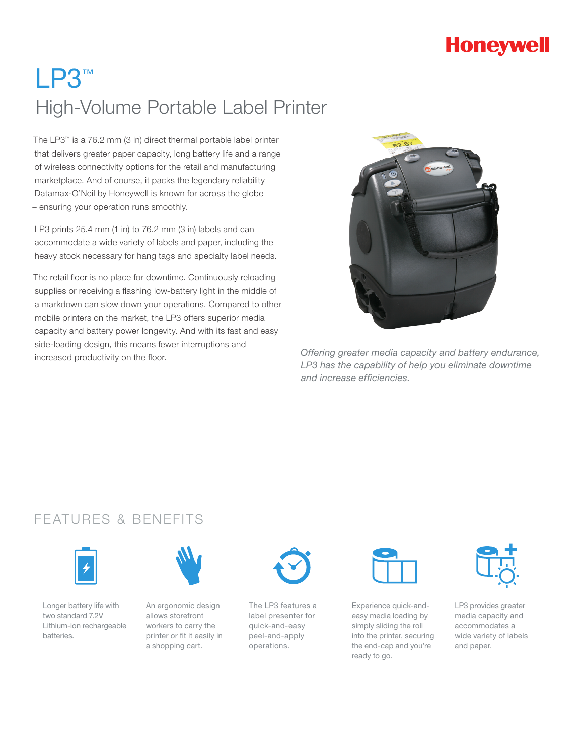Honeywell

# LP3™

## High-Volume Portable Label Printer

The LP3™ is a 76.2 mm (3 in) direct thermal portable label printer that delivers greater paper capacity, long battery life and a range of wireless connectivity options for the retail and manufacturing marketplace. And of course, it packs the legendary reliability Datamax-O'Neil by Honeywell is known for across the globe – ensuring your operation runs smoothly.

LP3 prints 25.4 mm (1 in) to 76.2 mm (3 in) labels and can accommodate a wide variety of labels and paper, including the heavy stock necessary for hang tags and specialty label needs.

The retail floor is no place for downtime. Continuously reloading supplies or receiving a flashing low-battery light in the middle of a markdown can slow down your operations. Compared to other mobile printers on the market, the LP3 offers superior media capacity and battery power longevity. And with its fast and easy side-loading design, this means fewer interruptions and increased productivity on the floor.

*Offering greater media capacity and battery endurance, LP3 has the capability of help you eliminate downtime and increase efficiencies.*

## FEATURES & BENEFITS

- Longer battery life with two standard 7.2V Lithium-ion rechargeable batteries.
- An ergonomic design allows storefront workers to carry the printer or fit it easily in a shopping cart.
- The LP3 features a label presenter for quick-and-easy peel-and-apply operations.
- Experience quick-and-easy media loading by simply sliding the roll into the printer, securing the end-cap and you're ready to go.
- LP3 provides greater media capacity and accommodates a wide variety of labels and paper.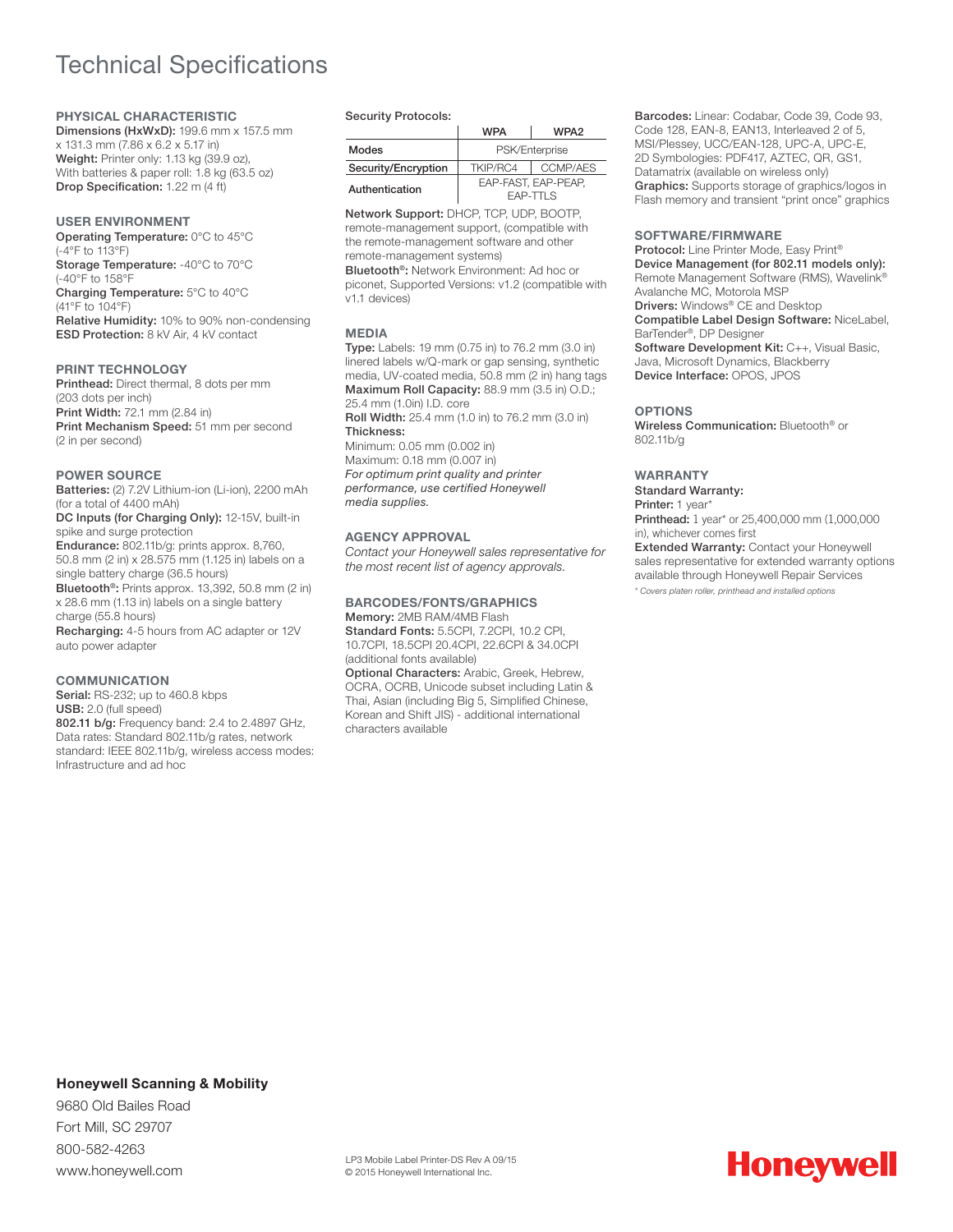# Technical Specifications

## PHYSICAL CHARACTERISTIC

**Dimensions (HxWxD):** 199.6 mm x 157.5 mm x 131.3 mm (7.86 x 6.2 x 5.17 in)
**Weight:** Printer only: 1.13 kg (39.9 oz), With batteries & paper roll: 1.8 kg (63.5 oz)
**Drop Specification:** 1.22 m (4 ft)

## USER ENVIRONMENT

**Operating Temperature:** 0°C to 45°C (-4°F to 113°F)
**Storage Temperature:** -40°C to 70°C (-40°F to 158°F
**Charging Temperature:** 5°C to 40°C (41°F to 104°F)
**Relative Humidity:** 10% to 90% non-condensing
**ESD Protection:** 8 kV Air, 4 kV contact

## PRINT TECHNOLOGY

**Printhead:** Direct thermal, 8 dots per mm (203 dots per inch)
**Print Width:** 72.1 mm (2.84 in)
**Print Mechanism Speed:** 51 mm per second (2 in per second)

## POWER SOURCE

**Batteries:** (2) 7.2V Lithium-ion (Li-ion), 2200 mAh (for a total of 4400 mAh)
**DC Inputs (for Charging Only):** 12-15V, built-in spike and surge protection
**Endurance:** 802.11b/g: prints approx. 8,760, 50.8 mm (2 in) x 28.575 mm (1.125 in) labels on a single battery charge (36.5 hours)
**Bluetooth®:** Prints approx. 13,392, 50.8 mm (2 in) x 28.6 mm (1.13 in) labels on a single battery charge (55.8 hours)
**Recharging:** 4-5 hours from AC adapter or 12V auto power adapter

## COMMUNICATION

**Serial:** RS-232; up to 460.8 kbps
**USB:** 2.0 (full speed)
**802.11 b/g:** Frequency band: 2.4 to 2.4897 GHz, Data rates: Standard 802.11b/g rates, network standard: IEEE 802.11b/g, wireless access modes: Infrastructure and ad hoc

**Security Protocols:**

| | WPA | WPA2 |
|---|---|---|
| Modes | PSK/Enterprise | |
| Security/Encryption | TKIP/RC4 | CCMP/AES |
| Authentication | EAP-FAST, EAP-PEAP, EAP-TTLS | |

**Network Support:** DHCP, TCP, UDP, BOOTP, remote-management support, (compatible with the remote-management software and other remote-management systems)
**Bluetooth®:** Network Environment: Ad hoc or piconet, Supported Versions: v1.2 (compatible with v1.1 devices)

## MEDIA

**Type:** Labels: 19 mm (0.75 in) to 76.2 mm (3.0 in) linered labels w/Q-mark or gap sensing, synthetic media, UV-coated media, 50.8 mm (2 in) hang tags
**Maximum Roll Capacity:** 88.9 mm (3.5 in) O.D.; 25.4 mm (1.0in) I.D. core
**Roll Width:** 25.4 mm (1.0 in) to 76.2 mm (3.0 in)
**Thickness:**
Minimum: 0.05 mm (0.002 in)
Maximum: 0.18 mm (0.007 in)
*For optimum print quality and printer performance, use certified Honeywell media supplies.*

## AGENCY APPROVAL

*Contact your Honeywell sales representative for the most recent list of agency approvals.*

## BARCODES/FONTS/GRAPHICS

**Memory:** 2MB RAM/4MB Flash
**Standard Fonts:** 5.5CPI, 7.2CPI, 10.2 CPI, 10.7CPI, 18.5CPI 20.4CPI, 22.6CPI & 34.0CPI (additional fonts available)
**Optional Characters:** Arabic, Greek, Hebrew, OCRA, OCRB, Unicode subset including Latin & Thai, Asian (including Big 5, Simplified Chinese, Korean and Shift JIS) - additional international characters available
**Barcodes:** Linear: Codabar, Code 39, Code 93, Code 128, EAN-8, EAN13, Interleaved 2 of 5, MSI/Plessey, UCC/EAN-128, UPC-A, UPC-E, 2D Symbologies: PDF417, AZTEC, QR, GS1, Datamatrix (available on wireless only)
**Graphics:** Supports storage of graphics/logos in Flash memory and transient "print once" graphics

## SOFTWARE/FIRMWARE

**Protocol:** Line Printer Mode, Easy Print®
**Device Management (for 802.11 models only):** Remote Management Software (RMS), Wavelink® Avalanche MC, Motorola MSP
**Drivers:** Windows® CE and Desktop
**Compatible Label Design Software:** NiceLabel, BarTender®, DP Designer
**Software Development Kit:** C++, Visual Basic, Java, Microsoft Dynamics, Blackberry
**Device Interface:** OPOS, JPOS

## OPTIONS

**Wireless Communication:** Bluetooth® or 802.11b/g

## WARRANTY

**Standard Warranty:**
**Printer:** 1 year*
**Printhead:** 1 year* or 25,400,000 mm (1,000,000 in), whichever comes first
**Extended Warranty:** Contact your Honeywell sales representative for extended warranty options available through Honeywell Repair Services

*\* Covers platen roller, printhead and installed options*

**Honeywell Scanning & Mobility**
9680 Old Bailes Road
Fort Mill, SC 29707
800-582-4263
www.honeywell.com

LP3 Mobile Label Printer-DS Rev A 09/15
© 2015 Honeywell International Inc.

Honeywell